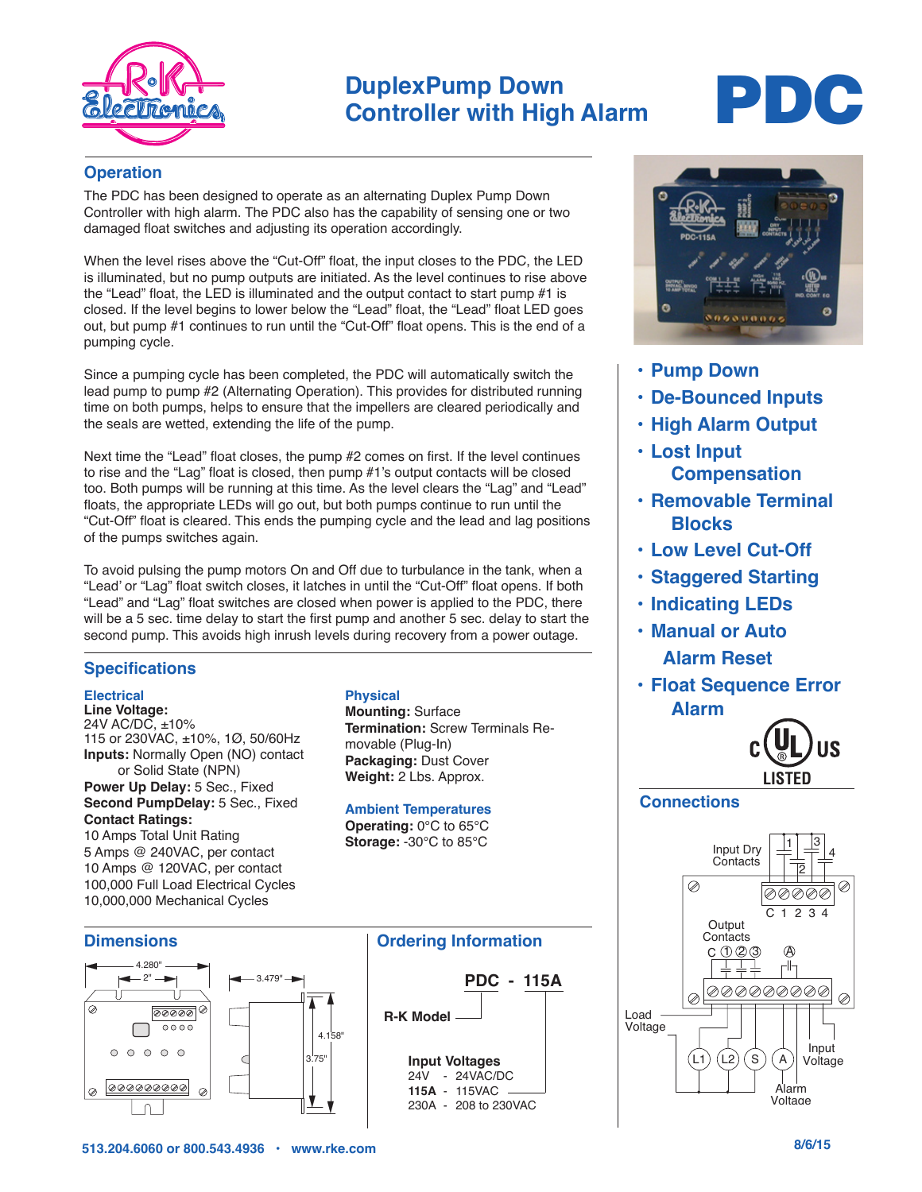# DuplexPump Down Controller with High Alarm

# PDC

## Operation

The PDC has been designed to operate as an alternating Duplex Pump Down Controller with high alarm. The PDC also has the capability of sensing one or two damaged float switches and adjusting its operation accordingly.

When the level rises above the "Cut-Off" float, the input closes to the PDC, the LED is illuminated, but no pump outputs are initiated. As the level continues to rise above the "Lead" float, the LED is illuminated and the output contact to start pump #1 is closed. If the level begins to lower below the "Lead" float, the "Lead" float LED goes out, but pump #1 continues to run until the "Cut-Off" float opens. This is the end of a pumping cycle.

Since a pumping cycle has been completed, the PDC will automatically switch the lead pump to pump #2 (Alternating Operation). This provides for distributed running time on both pumps, helps to ensure that the impellers are cleared periodically and the seals are wetted, extending the life of the pump.

Next time the "Lead" float closes, the pump #2 comes on first. If the level continues to rise and the "Lag" float is closed, then pump #1's output contacts will be closed too. Both pumps will be running at this time. As the level clears the "Lag" and "Lead" floats, the appropriate LEDs will go out, but both pumps continue to run until the "Cut-Off" float is cleared. This ends the pumping cycle and the lead and lag positions of the pumps switches again.

To avoid pulsing the pump motors On and Off due to turbulance in the tank, when a "Lead' or "Lag" float switch closes, it latches in until the "Cut-Off" float opens. If both "Lead" and "Lag" float switches are closed when power is applied to the PDC, there will be a 5 sec. time delay to start the first pump and another 5 sec. delay to start the second pump. This avoids high inrush levels during recovery from a power outage.

- Pump Down
- De-Bounced Inputs
- High Alarm Output
- Lost Input Compensation
- Removable Terminal Blocks
- Low Level Cut-Off
- Staggered Starting
- Indicating LEDs
- Manual or Auto Alarm Reset
- Float Sequence Error Alarm

c UL us LISTED

## Specifications

### Electrical

**Line Voltage:**
24V AC/DC, ±10%
115 or 230VAC, ±10%, 1Ø, 50/60Hz

**Inputs:** Normally Open (NO) contact or Solid State (NPN)

**Power Up Delay:** 5 Sec., Fixed

**Second PumpDelay:** 5 Sec., Fixed

**Contact Ratings:**
10 Amps Total Unit Rating
5 Amps @ 240VAC, per contact
10 Amps @ 120VAC, per contact
100,000 Full Load Electrical Cycles
10,000,000 Mechanical Cycles

### Physical

**Mounting:** Surface
**Termination:** Screw Terminals Removable (Plug-In)
**Packaging:** Dust Cover
**Weight:** 2 Lbs. Approx.

### Ambient Temperatures

**Operating:** 0°C to 65°C
**Storage:** -30°C to 85°C

## Dimensions

4.280" · 2" · 3.479" · 4.158" · 3.75"

## Ordering Information

**PDC - 115A**

R-K Model

**Input Voltages**
24V - 24VAC/DC
**115A** - 115VAC
230A - 208 to 230VAC

## Connections

Input Dry Contacts: C 1 2 3 4

Output Contacts: C ① ② ③ Ⓐ

Load Voltage · L1 · L2 · S · A · Input Voltage · Alarm Voltage

513.204.6060 or 800.543.4936 • www.rke.com

8/6/15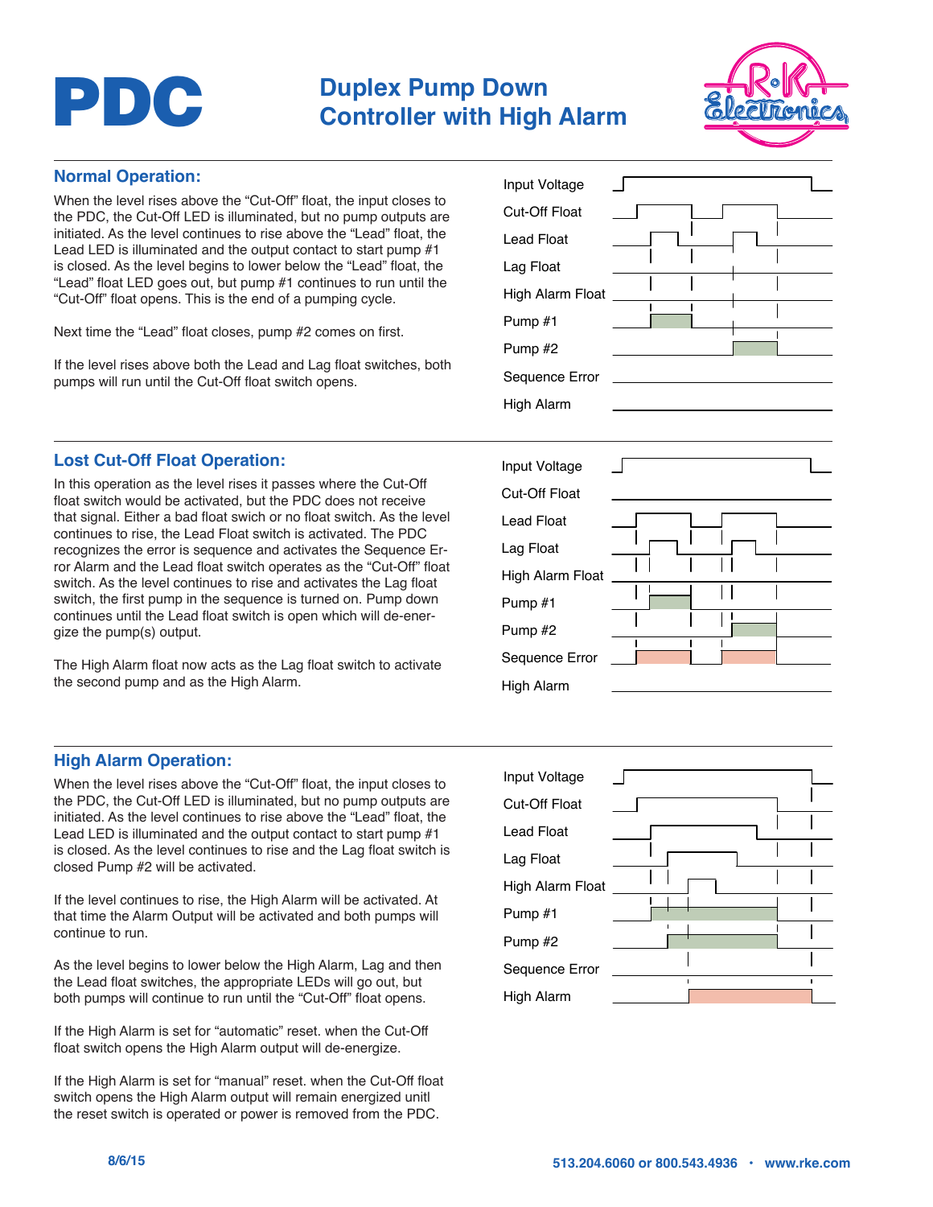# PDC

## Duplex Pump Down Controller with High Alarm

### Normal Operation:

When the level rises above the "Cut-Off" float, the input closes to the PDC, the Cut-Off LED is illuminated, but no pump outputs are initiated. As the level continues to rise above the "Lead" float, the Lead LED is illuminated and the output contact to start pump #1 is closed. As the level begins to lower below the "Lead" float, the "Lead" float LED goes out, but pump #1 continues to run until the "Cut-Off" float opens. This is the end of a pumping cycle.

Next time the "Lead" float closes, pump #2 comes on first.

If the level rises above both the Lead and Lag float switches, both pumps will run until the Cut-Off float switch opens.

Input Voltage
Cut-Off Float
Lead Float
Lag Float
High Alarm Float
Pump #1
Pump #2
Sequence Error
High Alarm

### Lost Cut-Off Float Operation:

In this operation as the level rises it passes where the Cut-Off float switch would be activated, but the PDC does not receive that signal. Either a bad float swich or no float switch. As the level continues to rise, the Lead Float switch is activated. The PDC recognizes the error is sequence and activates the Sequence Error Alarm and the Lead float switch operates as the "Cut-Off" float switch. As the level continues to rise and activates the Lag float switch, the first pump in the sequence is turned on. Pump down continues until the Lead float switch is open which will de-energize the pump(s) output.

The High Alarm float now acts as the Lag float switch to activate the second pump and as the High Alarm.

Input Voltage
Cut-Off Float
Lead Float
Lag Float
High Alarm Float
Pump #1
Pump #2
Sequence Error
High Alarm

### High Alarm Operation:

When the level rises above the "Cut-Off" float, the input closes to the PDC, the Cut-Off LED is illuminated, but no pump outputs are initiated. As the level continues to rise above the "Lead" float, the Lead LED is illuminated and the output contact to start pump #1 is closed. As the level continues to rise and the Lag float switch is closed Pump #2 will be activated.

If the level continues to rise, the High Alarm will be activated. At that time the Alarm Output will be activated and both pumps will continue to run.

As the level begins to lower below the High Alarm, Lag and then the Lead float switches, the appropriate LEDs will go out, but both pumps will continue to run until the "Cut-Off" float opens.

If the High Alarm is set for "automatic" reset. when the Cut-Off float switch opens the High Alarm output will de-energize.

If the High Alarm is set for "manual" reset. when the Cut-Off float switch opens the High Alarm output will remain energized unitl the reset switch is operated or power is removed from the PDC.

Input Voltage
Cut-Off Float
Lead Float
Lag Float
High Alarm Float
Pump #1
Pump #2
Sequence Error
High Alarm

8/6/15

513.204.6060 or 800.543.4936 • www.rke.com